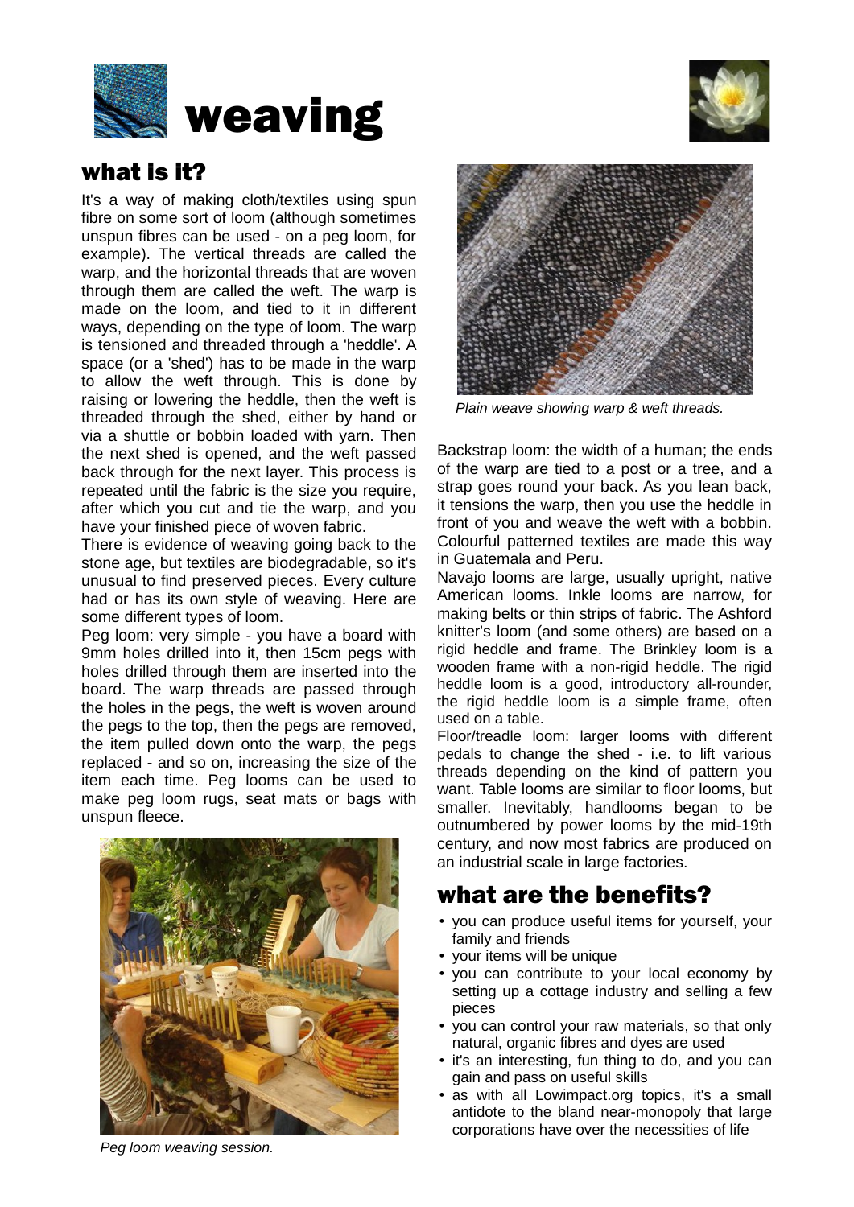# weaving

## what is it?

It's a way of making cloth/textiles using spun fibre on some sort of loom (although sometimes unspun fibres can be used - on a peg loom, for example). The vertical threads are called the warp, and the horizontal threads that are woven through them are called the weft. The warp is made on the loom, and tied to it in different ways, depending on the type of loom. The warp is tensioned and threaded through a 'heddle'. A space (or a 'shed') has to be made in the warp to allow the weft through. This is done by raising or lowering the heddle, then the weft is threaded through the shed, either by hand or via a shuttle or bobbin loaded with yarn. Then the next shed is opened, and the weft passed back through for the next layer. This process is repeated until the fabric is the size you require, after which you cut and tie the warp, and you have your finished piece of woven fabric.

There is evidence of weaving going back to the stone age, but textiles are biodegradable, so it's unusual to find preserved pieces. Every culture had or has its own style of weaving. Here are some different types of loom.

Peg loom: very simple - you have a board with 9mm holes drilled into it, then 15cm pegs with holes drilled through them are inserted into the board. The warp threads are passed through the holes in the pegs, the weft is woven around the pegs to the top, then the pegs are removed, the item pulled down onto the warp, the pegs replaced - and so on, increasing the size of the item each time. Peg looms can be used to make peg loom rugs, seat mats or bags with unspun fleece.

*Peg loom weaving session.*

*Plain weave showing warp & weft threads.*

Backstrap loom: the width of a human; the ends of the warp are tied to a post or a tree, and a strap goes round your back. As you lean back, it tensions the warp, then you use the heddle in front of you and weave the weft with a bobbin. Colourful patterned textiles are made this way in Guatemala and Peru.

Navajo looms are large, usually upright, native American looms. Inkle looms are narrow, for making belts or thin strips of fabric. The Ashford knitter's loom (and some others) are based on a rigid heddle and frame. The Brinkley loom is a wooden frame with a non-rigid heddle. The rigid heddle loom is a good, introductory all-rounder, the rigid heddle loom is a simple frame, often used on a table.

Floor/treadle loom: larger looms with different pedals to change the shed - i.e. to lift various threads depending on the kind of pattern you want. Table looms are similar to floor looms, but smaller. Inevitably, handlooms began to be outnumbered by power looms by the mid-19th century, and now most fabrics are produced on an industrial scale in large factories.

## what are the benefits?

- you can produce useful items for yourself, your family and friends
- your items will be unique
- you can contribute to your local economy by setting up a cottage industry and selling a few pieces
- you can control your raw materials, so that only natural, organic fibres and dyes are used
- it's an interesting, fun thing to do, and you can gain and pass on useful skills
- as with all Lowimpact.org topics, it's a small antidote to the bland near-monopoly that large corporations have over the necessities of life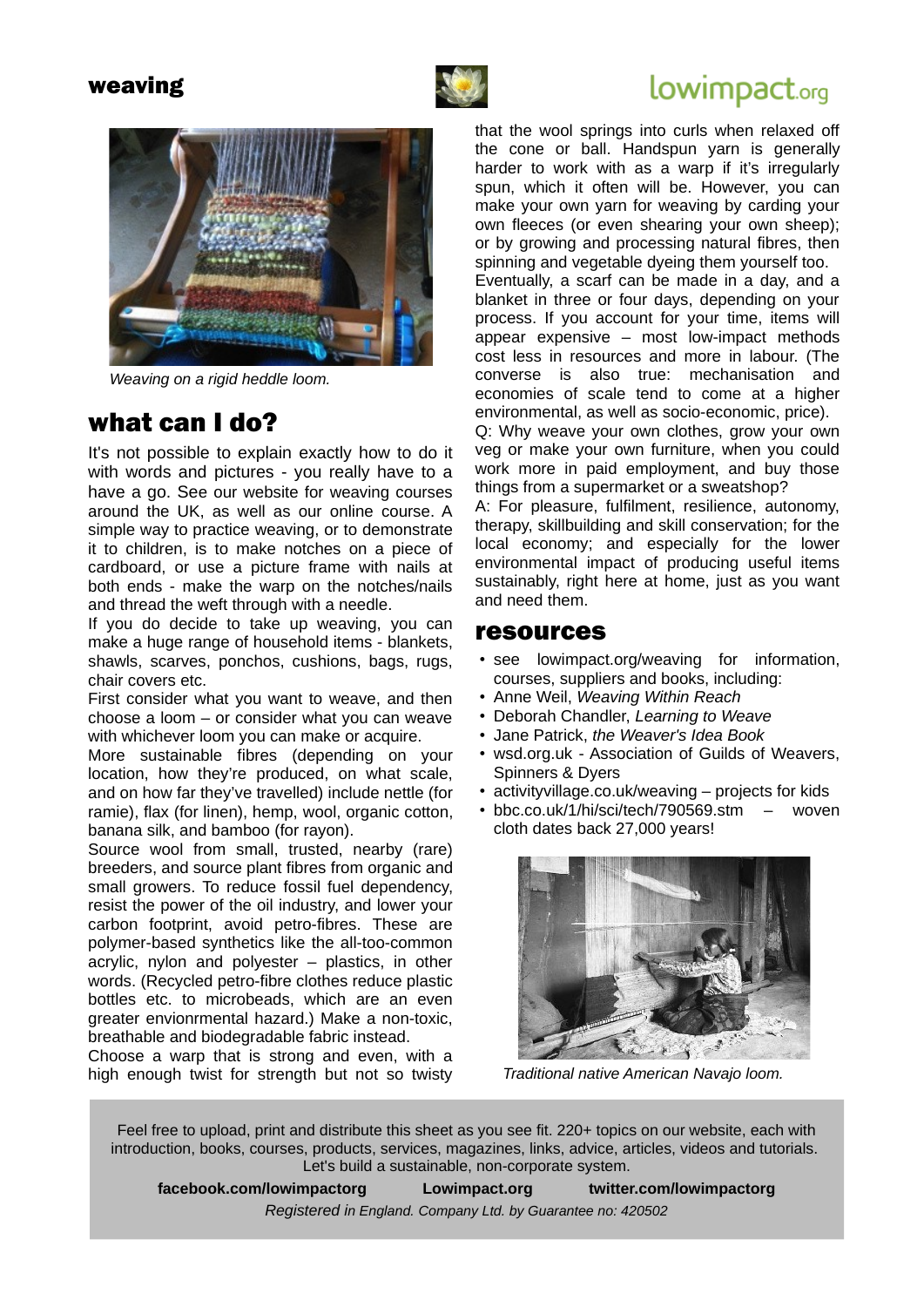weaving

lowimpact.org

*Weaving on a rigid heddle loom.*

## what can I do?

It's not possible to explain exactly how to do it with words and pictures - you really have to a have a go. See our website for weaving courses around the UK, as well as our online course. A simple way to practice weaving, or to demonstrate it to children, is to make notches on a piece of cardboard, or use a picture frame with nails at both ends - make the warp on the notches/nails and thread the weft through with a needle.

If you do decide to take up weaving, you can make a huge range of household items - blankets, shawls, scarves, ponchos, cushions, bags, rugs, chair covers etc.

First consider what you want to weave, and then choose a loom – or consider what you can weave with whichever loom you can make or acquire.

More sustainable fibres (depending on your location, how they're produced, on what scale, and on how far they've travelled) include nettle (for ramie), flax (for linen), hemp, wool, organic cotton, banana silk, and bamboo (for rayon).

Source wool from small, trusted, nearby (rare) breeders, and source plant fibres from organic and small growers. To reduce fossil fuel dependency, resist the power of the oil industry, and lower your carbon footprint, avoid petro-fibres. These are polymer-based synthetics like the all-too-common acrylic, nylon and polyester – plastics, in other words. (Recycled petro-fibre clothes reduce plastic bottles etc. to microbeads, which are an even greater envionrmental hazard.) Make a non-toxic, breathable and biodegradable fabric instead.

Choose a warp that is strong and even, with a high enough twist for strength but not so twisty that the wool springs into curls when relaxed off the cone or ball. Handspun yarn is generally harder to work with as a warp if it's irregularly spun, which it often will be. However, you can make your own yarn for weaving by carding your own fleeces (or even shearing your own sheep); or by growing and processing natural fibres, then spinning and vegetable dyeing them yourself too.

Eventually, a scarf can be made in a day, and a blanket in three or four days, depending on your process. If you account for your time, items will appear expensive – most low-impact methods cost less in resources and more in labour. (The converse is also true: mechanisation and economies of scale tend to come at a higher environmental, as well as socio-economic, price).

Q: Why weave your own clothes, grow your own veg or make your own furniture, when you could work more in paid employment, and buy those things from a supermarket or a sweatshop?

A: For pleasure, fulfilment, resilience, autonomy, therapy, skillbuilding and skill conservation; for the local economy; and especially for the lower environmental impact of producing useful items sustainably, right here at home, just as you want and need them.

## resources

- see lowimpact.org/weaving for information, courses, suppliers and books, including:
- Anne Weil, *Weaving Within Reach*
- Deborah Chandler, *Learning to Weave*
- Jane Patrick, *the Weaver's Idea Book*
- wsd.org.uk - Association of Guilds of Weavers, Spinners & Dyers
- activityvillage.co.uk/weaving – projects for kids
- bbc.co.uk/1/hi/sci/tech/790569.stm – woven cloth dates back 27,000 years!

*Traditional native American Navajo loom.*

Feel free to upload, print and distribute this sheet as you see fit. 220+ topics on our website, each with introduction, books, courses, products, services, magazines, links, advice, articles, videos and tutorials. Let's build a sustainable, non-corporate system.

**facebook.com/lowimpactorg** **Lowimpact.org** **twitter.com/lowimpactorg**

*Registered in England. Company Ltd. by Guarantee no: 420502*